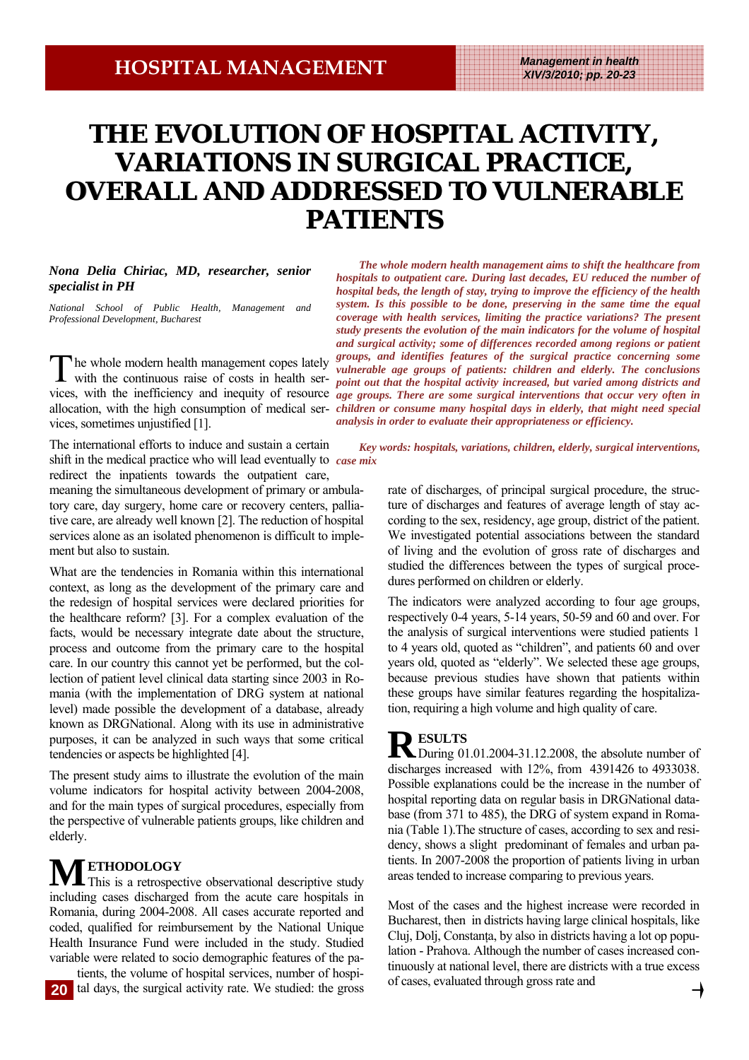HOSPITAL MANAGEMENT

# THE EVOLUTION OF HOSPITAL ACTIVITY, VARIATIONS IN SURGICAL PRACTICE, OVERALL AND ADDRESSED TO VULNERABLE PATIENTS

***Nona Delia Chiriac, MD, researcher, senior specialist in PH***

*National School of Public Health, Management and Professional Development, Bucharest*

***The whole modern health management aims to shift the healthcare from hospitals to outpatient care. During last decades, EU reduced the number of hospital beds, the length of stay, trying to improve the efficiency of the health system. Is this possible to be done, preserving in the same time the equal coverage with health services, limiting the practice variations? The present study presents the evolution of the main indicators for the volume of hospital and surgical activity; some of differences recorded among regions or patient groups, and identifies features of the surgical practice concerning some vulnerable age groups of patients: children and elderly. The conclusions point out that the hospital activity increased, but varied among districts and age groups. There are some surgical interventions that occur very often in children or consume many hospital days in elderly, that might need special analysis in order to evaluate their appropriateness or efficiency.***

***Key words: hospitals, variations, children, elderly, surgical interventions, case mix***

The whole modern health management copes lately with the continuous raise of costs in health services, with the inefficiency and inequity of resource allocation, with the high consumption of medical services, sometimes unjustified [1].

The international efforts to induce and sustain a certain shift in the medical practice who will lead eventually to redirect the inpatients towards the outpatient care, meaning the simultaneous development of primary or ambulatory care, day surgery, home care or recovery centers, palliative care, are already well known [2]. The reduction of hospital services alone as an isolated phenomenon is difficult to implement but also to sustain.

What are the tendencies in Romania within this international context, as long as the development of the primary care and the redesign of hospital services were declared priorities for the healthcare reform? [3]. For a complex evaluation of the facts, would be necessary integrate date about the structure, process and outcome from the primary care to the hospital care. In our country this cannot yet be performed, but the collection of patient level clinical data starting since 2003 in Romania (with the implementation of DRG system at national level) made possible the development of a database, already known as DRGNational. Along with its use in administrative purposes, it can be analyzed in such ways that some critical tendencies or aspects be highlighted [4].

The present study aims to illustrate the evolution of the main volume indicators for hospital activity between 2004-2008, and for the main types of surgical procedures, especially from the perspective of vulnerable patients groups, like children and elderly.

## METHODOLOGY

This is a retrospective observational descriptive study including cases discharged from the acute care hospitals in Romania, during 2004-2008. All cases accurate reported and coded, qualified for reimbursement by the National Unique Health Insurance Fund were included in the study. Studied variable were related to socio demographic features of the patients, the volume of hospital services, number of hospital days, the surgical activity rate. We studied: the gross rate of discharges, of principal surgical procedure, the structure of discharges and features of average length of stay according to the sex, residency, age group, district of the patient. We investigated potential associations between the standard of living and the evolution of gross rate of discharges and studied the differences between the types of surgical procedures performed on children or elderly.

The indicators were analyzed according to four age groups, respectively 0-4 years, 5-14 years, 50-59 and 60 and over. For the analysis of surgical interventions were studied patients 1 to 4 years old, quoted as "children", and patients 60 and over years old, quoted as "elderly". We selected these age groups, because previous studies have shown that patients within these groups have similar features regarding the hospitalization, requiring a high volume and high quality of care.

## RESULTS

During 01.01.2004-31.12.2008, the absolute number of discharges increased with 12%, from 4391426 to 4933038. Possible explanations could be the increase in the number of hospital reporting data on regular basis in DRGNational database (from 371 to 485), the DRG of system expand in Romania (Table 1).The structure of cases, according to sex and residency, shows a slight predominant of females and urban patients. In 2007-2008 the proportion of patients living in urban areas tended to increase comparing to previous years.

Most of the cases and the highest increase were recorded in Bucharest, then in districts having large clinical hospitals, like Cluj, Dolj, Constanța, by also in districts having a lot op population - Prahova. Although the number of cases increased continuously at national level, there are districts with a true excess of cases, evaluated through gross rate and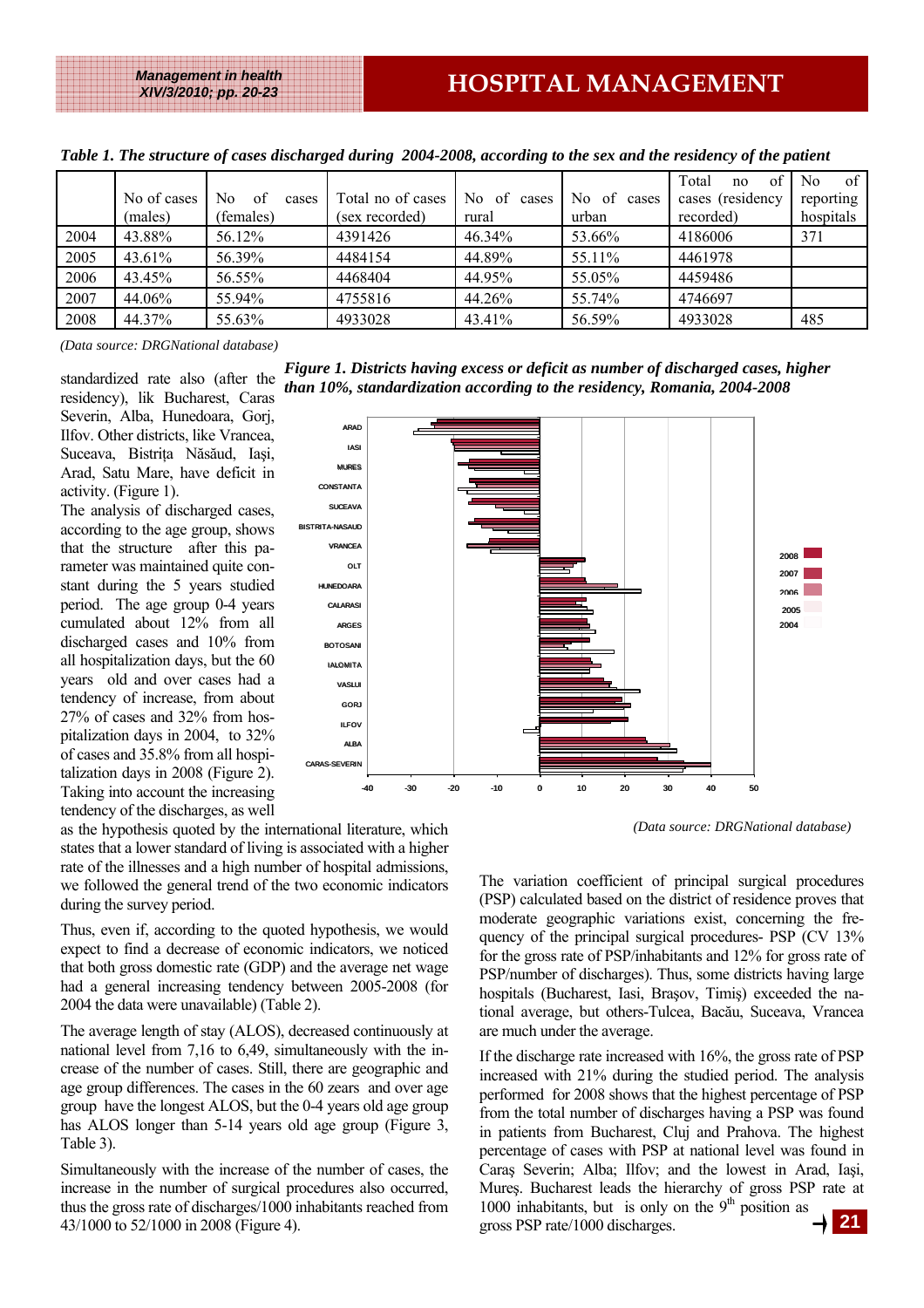*Table 1. The structure of cases discharged during 2004-2008, according to the sex and the residency of the patient*

| | No of cases (males) | No of cases (females) | Total no of cases (sex recorded) | No of cases rural | No of cases urban | Total no of cases (residency recorded) | No of reporting hospitals |
|---|---|---|---|---|---|---|---|
| 2004 | 43.88% | 56.12% | 4391426 | 46.34% | 53.66% | 4186006 | 371 |
| 2005 | 43.61% | 56.39% | 4484154 | 44.89% | 55.11% | 4461978 | |
| 2006 | 43.45% | 56.55% | 4468404 | 44.95% | 55.05% | 4459486 | |
| 2007 | 44.06% | 55.94% | 4755816 | 44.26% | 55.74% | 4746697 | |
| 2008 | 44.37% | 55.63% | 4933028 | 43.41% | 56.59% | 4933028 | 485 |

*(Data source: DRGNational database)*

standardized rate also (after the residency), lik Bucharest, Caras Severin, Alba, Hunedoara, Gorj, Ilfov. Other districts, like Vrancea, Suceava, Bistriţa Năsăud, Iaşi, Arad, Satu Mare, have deficit in activity. (Figure 1).

The analysis of discharged cases, according to the age group, shows that the structure after this parameter was maintained quite constant during the 5 years studied period. The age group 0-4 years cumulated about 12% from all discharged cases and 10% from all hospitalization days, but the 60 years old and over cases had a tendency of increase, from about 27% of cases and 32% from hospitalization days in 2004, to 32% of cases and 35.8% from all hospitalization days in 2008 (Figure 2). Taking into account the increasing tendency of the discharges, as well as the hypothesis quoted by the international literature, which states that a lower standard of living is associated with a higher rate of the illnesses and a high number of hospital admissions, we followed the general trend of the two economic indicators during the survey period.

Thus, even if, according to the quoted hypothesis, we would expect to find a decrease of economic indicators, we noticed that both gross domestic rate (GDP) and the average net wage had a general increasing tendency between 2005-2008 (for 2004 the data were unavailable) (Table 2).

The average length of stay (ALOS), decreased continuously at national level from 7,16 to 6,49, simultaneously with the increase of the number of cases. Still, there are geographic and age group differences. The cases in the 60 zears and over age group have the longest ALOS, but the 0-4 years old age group has ALOS longer than 5-14 years old age group (Figure 3, Table 3).

Simultaneously with the increase of the number of cases, the increase in the number of surgical procedures also occurred, thus the gross rate of discharges/1000 inhabitants reached from 43/1000 to 52/1000 in 2008 (Figure 4).

***Figure 1. Districts having excess or deficit as number of discharged cases, higher than 10%, standardization according to the residency, Romania, 2004-2008***

*(Data source: DRGNational database)*

The variation coefficient of principal surgical procedures (PSP) calculated based on the district of residence proves that moderate geographic variations exist, concerning the frequency of the principal surgical procedures- PSP (CV 13% for the gross rate of PSP/inhabitants and 12% for gross rate of PSP/number of discharges). Thus, some districts having large hospitals (Bucharest, Iasi, Braşov, Timiş) exceeded the national average, but others-Tulcea, Bacău, Suceava, Vrancea are much under the average.

If the discharge rate increased with 16%, the gross rate of PSP increased with 21% during the studied period. The analysis performed for 2008 shows that the highest percentage of PSP from the total number of discharges having a PSP was found in patients from Bucharest, Cluj and Prahova. The highest percentage of cases with PSP at national level was found in Caraş Severin; Alba; Ilfov; and the lowest in Arad, Iaşi, Mureş. Bucharest leads the hierarchy of gross PSP rate at 1000 inhabitants, but is only on the 9$^{th}$ position as gross PSP rate/1000 discharges.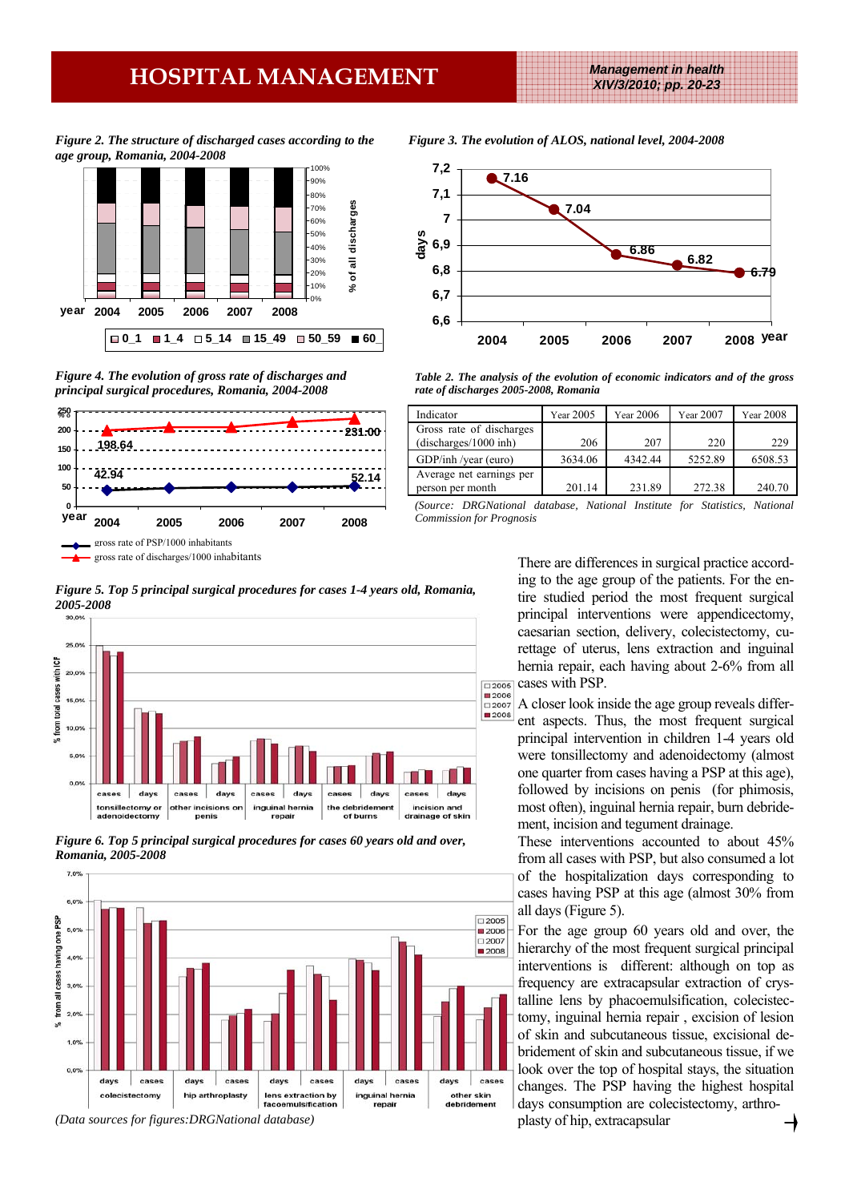*Figure 2. The structure of discharged cases according to the age group, Romania, 2004-2008*

*Figure 3. The evolution of ALOS, national level, 2004-2008*

*Figure 4. The evolution of gross rate of discharges and principal surgical procedures, Romania, 2004-2008*

*Table 2. The analysis of the evolution of economic indicators and of the gross rate of discharges 2005-2008, Romania*

| Indicator | Year 2005 | Year 2006 | Year 2007 | Year 2008 |
|---|---|---|---|---|
| Gross rate of discharges (discharges/1000 inh) | 206 | 207 | 220 | 229 |
| GDP/inh /year (euro) | 3634.06 | 4342.44 | 5252.89 | 6508.53 |
| Average net earnings per person per month | 201.14 | 231.89 | 272.38 | 240.70 |

*(Source: DRGNational database, National Institute for Statistics, National Commission for Prognosis*

*Figure 5. Top 5 principal surgical procedures for cases 1-4 years old, Romania, 2005-2008*

*Figure 6. Top 5 principal surgical procedures for cases 60 years old and over, Romania, 2005-2008*

*(Data sources for figures:DRGNational database)*

There are differences in surgical practice according to the age group of the patients. For the entire studied period the most frequent surgical principal interventions were appendicectomy, caesarian section, delivery, colecistectomy, curettage of uterus, lens extraction and inguinal hernia repair, each having about 2-6% from all cases with PSP.

A closer look inside the age group reveals different aspects. Thus, the most frequent surgical principal intervention in children 1-4 years old were tonsillectomy and adenoidectomy (almost one quarter from cases having a PSP at this age), followed by incisions on penis (for phimosis, most often), inguinal hernia repair, burn debridement, incision and tegument drainage.

These interventions accounted to about 45% from all cases with PSP, but also consumed a lot of the hospitalization days corresponding to cases having PSP at this age (almost 30% from all days (Figure 5).

For the age group 60 years old and over, the hierarchy of the most frequent surgical principal interventions is different: although on top as frequency are extracapsular extraction of crystalline lens by phacoemulsification, colecistectomy, inguinal hernia repair , excision of lesion of skin and subcutaneous tissue, excisional debridement of skin and subcutaneous tissue, if we look over the top of hospital stays, the situation changes. The PSP having the highest hospital days consumption are colecistectomy, arthroplasty of hip, extracapsular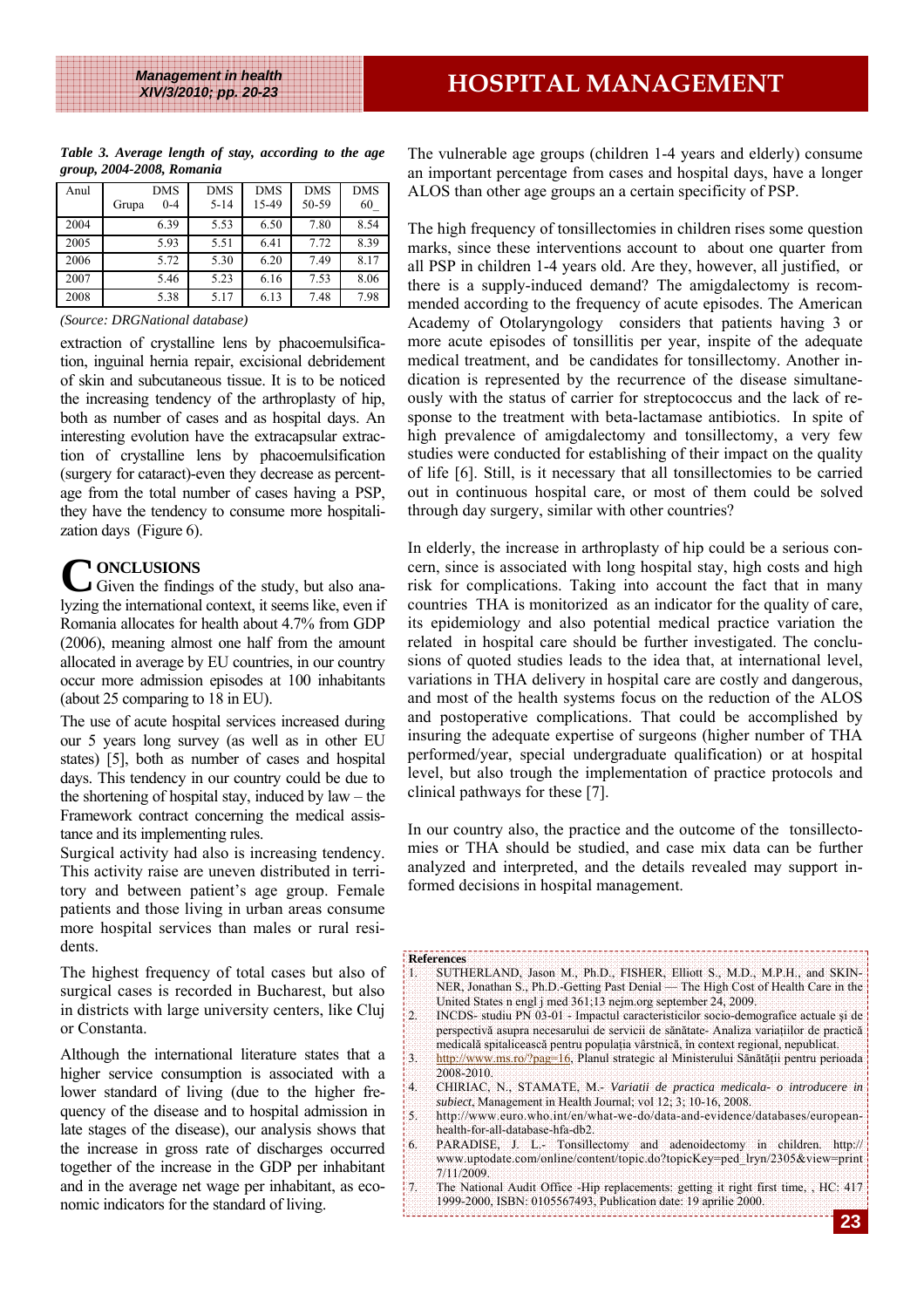*Table 3. Average length of stay, according to the age group, 2004-2008, Romania*

| Anul | DMS Grupa 0-4 | DMS 5-14 | DMS 15-49 | DMS 50-59 | DMS 60_ |
|---|---|---|---|---|---|
| 2004 | 6.39 | 5.53 | 6.50 | 7.80 | 8.54 |
| 2005 | 5.93 | 5.51 | 6.41 | 7.72 | 8.39 |
| 2006 | 5.72 | 5.30 | 6.20 | 7.49 | 8.17 |
| 2007 | 5.46 | 5.23 | 6.16 | 7.53 | 8.06 |
| 2008 | 5.38 | 5.17 | 6.13 | 7.48 | 7.98 |

*(Source: DRGNational database)*

extraction of crystalline lens by phacoemulsification, inguinal hernia repair, excisional debridement of skin and subcutaneous tissue. It is to be noticed the increasing tendency of the arthroplasty of hip, both as number of cases and as hospital days. An interesting evolution have the extracapsular extraction of crystalline lens by phacoemulsification (surgery for cataract)-even they decrease as percentage from the total number of cases having a PSP, they have the tendency to consume more hospitalization days (Figure 6).

## CONCLUSIONS

Given the findings of the study, but also analyzing the international context, it seems like, even if Romania allocates for health about 4.7% from GDP (2006), meaning almost one half from the amount allocated in average by EU countries, in our country occur more admission episodes at 100 inhabitants (about 25 comparing to 18 in EU).

The use of acute hospital services increased during our 5 years long survey (as well as in other EU states) [5], both as number of cases and hospital days. This tendency in our country could be due to the shortening of hospital stay, induced by law – the Framework contract concerning the medical assistance and its implementing rules.

Surgical activity had also is increasing tendency. This activity raise are uneven distributed in territory and between patient's age group. Female patients and those living in urban areas consume more hospital services than males or rural residents.

The highest frequency of total cases but also of surgical cases is recorded in Bucharest, but also in districts with large university centers, like Cluj or Constanta.

Although the international literature states that a higher service consumption is associated with a lower standard of living (due to the higher frequency of the disease and to hospital admission in late stages of the disease), our analysis shows that the increase in gross rate of discharges occurred together of the increase in the GDP per inhabitant and in the average net wage per inhabitant, as economic indicators for the standard of living.

The vulnerable age groups (children 1-4 years and elderly) consume an important percentage from cases and hospital days, have a longer ALOS than other age groups an a certain specificity of PSP.

The high frequency of tonsillectomies in children rises some question marks, since these interventions account to about one quarter from all PSP in children 1-4 years old. Are they, however, all justified, or there is a supply-induced demand? The amigdalectomy is recommended according to the frequency of acute episodes. The American Academy of Otolaryngology considers that patients having 3 or more acute episodes of tonsillitis per year, inspite of the adequate medical treatment, and be candidates for tonsillectomy. Another indication is represented by the recurrence of the disease simultaneously with the status of carrier for streptococcus and the lack of response to the treatment with beta-lactamase antibiotics. In spite of high prevalence of amigdalectomy and tonsillectomy, a very few studies were conducted for establishing of their impact on the quality of life [6]. Still, is it necessary that all tonsillectomies to be carried out in continuous hospital care, or most of them could be solved through day surgery, similar with other countries?

In elderly, the increase in arthroplasty of hip could be a serious concern, since is associated with long hospital stay, high costs and high risk for complications. Taking into account the fact that in many countries THA is monitorized as an indicator for the quality of care, its epidemiology and also potential medical practice variation the related in hospital care should be further investigated. The conclusions of quoted studies leads to the idea that, at international level, variations in THA delivery in hospital care are costly and dangerous, and most of the health systems focus on the reduction of the ALOS and postoperative complications. That could be accomplished by insuring the adequate expertise of surgeons (higher number of THA performed/year, special undergraduate qualification) or at hospital level, but also trough the implementation of practice protocols and clinical pathways for these [7].

In our country also, the practice and the outcome of the tonsillectomies or THA should be studied, and case mix data can be further analyzed and interpreted, and the details revealed may support informed decisions in hospital management.

**References**

1. SUTHERLAND, Jason M., Ph.D., FISHER, Elliott S., M.D., M.P.H., and SKINNER, Jonathan S., Ph.D.-Getting Past Denial — The High Cost of Health Care in the United States n engl j med 361;13 nejm.org september 24, 2009.
2. INCDS- studiu PN 03-01 - Impactul caracteristicilor socio-demografice actuale şi de perspectivă asupra necesarului de servicii de sănătate- Analiza variaţiilor de practică medicală spitalicească pentru populaţia vârstnică, în context regional, nepublicat.
3. http://www.ms.ro/?pag=16, Planul strategic al Ministerului Sănătăţii pentru perioada 2008-2010.
4. CHIRIAC, N., STAMATE, M.- *Variatii de practica medicala- o introducere in subiect*, Management in Health Journal; vol 12; 3; 10-16, 2008.
5. http://www.euro.who.int/en/what-we-do/data-and-evidence/databases/european-health-for-all-database-hfa-db2.
6. PARADISE, J. L.- Tonsillectomy and adenoidectomy in children. http://www.uptodate.com/online/content/topic.do?topicKey=ped_lryn/2305&view=print 7/11/2009.
7. The National Audit Office -Hip replacements: getting it right first time, , HC: 417 1999-2000, ISBN: 0105567493, Publication date: 19 aprilie 2000.